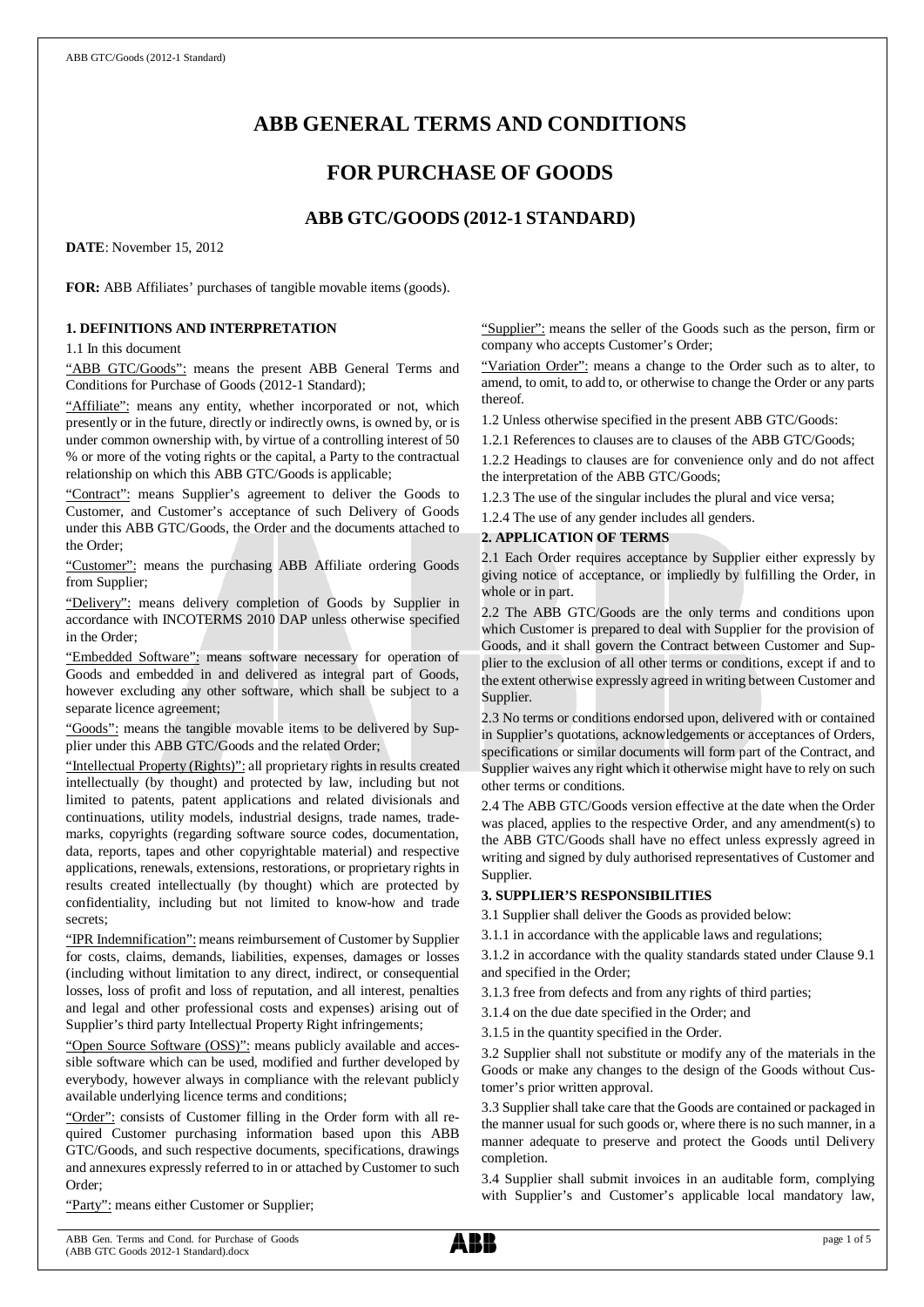# ABB GENERAL TERMS AND CONDITIONS

# FOR PURCHASE OF GOODS

## ABB GTC/GOODS (2012-1 STANDARD)

**DATE**: November 15, 2012

**FOR:** ABB Affiliates' purchases of tangible movable items (goods).

### 1. DEFINITIONS AND INTERPRETATION

1.1 In this document

"ABB GTC/Goods": means the present ABB General Terms and Conditions for Purchase of Goods (2012-1 Standard);

"Affiliate": means any entity, whether incorporated or not, which presently or in the future, directly or indirectly owns, is owned by, or is under common ownership with, by virtue of a controlling interest of 50 % or more of the voting rights or the capital, a Party to the contractual relationship on which this ABB GTC/Goods is applicable;

"Contract": means Supplier's agreement to deliver the Goods to Customer, and Customer's acceptance of such Delivery of Goods under this ABB GTC/Goods, the Order and the documents attached to the Order;

"Customer": means the purchasing ABB Affiliate ordering Goods from Supplier;

"Delivery": means delivery completion of Goods by Supplier in accordance with INCOTERMS 2010 DAP unless otherwise specified in the Order;

"Embedded Software": means software necessary for operation of Goods and embedded in and delivered as integral part of Goods, however excluding any other software, which shall be subject to a separate licence agreement;

"Goods": means the tangible movable items to be delivered by Supplier under this ABB GTC/Goods and the related Order;

"Intellectual Property (Rights)": all proprietary rights in results created intellectually (by thought) and protected by law, including but not limited to patents, patent applications and related divisionals and continuations, utility models, industrial designs, trade names, trademarks, copyrights (regarding software source codes, documentation, data, reports, tapes and other copyrightable material) and respective applications, renewals, extensions, restorations, or proprietary rights in results created intellectually (by thought) which are protected by confidentiality, including but not limited to know-how and trade secrets;

"IPR Indemnification": means reimbursement of Customer by Supplier for costs, claims, demands, liabilities, expenses, damages or losses (including without limitation to any direct, indirect, or consequential losses, loss of profit and loss of reputation, and all interest, penalties and legal and other professional costs and expenses) arising out of Supplier's third party Intellectual Property Right infringements;

"Open Source Software (OSS)": means publicly available and accessible software which can be used, modified and further developed by everybody, however always in compliance with the relevant publicly available underlying licence terms and conditions;

"Order": consists of Customer filling in the Order form with all required Customer purchasing information based upon this ABB GTC/Goods, and such respective documents, specifications, drawings and annexures expressly referred to in or attached by Customer to such Order;

"Party": means either Customer or Supplier;

"Supplier": means the seller of the Goods such as the person, firm or company who accepts Customer's Order;

"Variation Order": means a change to the Order such as to alter, to amend, to omit, to add to, or otherwise to change the Order or any parts thereof.

1.2 Unless otherwise specified in the present ABB GTC/Goods:

1.2.1 References to clauses are to clauses of the ABB GTC/Goods;

1.2.2 Headings to clauses are for convenience only and do not affect the interpretation of the ABB GTC/Goods;

1.2.3 The use of the singular includes the plural and vice versa;

1.2.4 The use of any gender includes all genders.

### 2. APPLICATION OF TERMS

2.1 Each Order requires acceptance by Supplier either expressly by giving notice of acceptance, or impliedly by fulfilling the Order, in whole or in part.

2.2 The ABB GTC/Goods are the only terms and conditions upon which Customer is prepared to deal with Supplier for the provision of Goods, and it shall govern the Contract between Customer and Supplier to the exclusion of all other terms or conditions, except if and to the extent otherwise expressly agreed in writing between Customer and Supplier.

2.3 No terms or conditions endorsed upon, delivered with or contained in Supplier's quotations, acknowledgements or acceptances of Orders, specifications or similar documents will form part of the Contract, and Supplier waives any right which it otherwise might have to rely on such other terms or conditions.

2.4 The ABB GTC/Goods version effective at the date when the Order was placed, applies to the respective Order, and any amendment(s) to the ABB GTC/Goods shall have no effect unless expressly agreed in writing and signed by duly authorised representatives of Customer and Supplier.

### 3. SUPPLIER'S RESPONSIBILITIES

3.1 Supplier shall deliver the Goods as provided below:

3.1.1 in accordance with the applicable laws and regulations;

3.1.2 in accordance with the quality standards stated under Clause 9.1 and specified in the Order;

3.1.3 free from defects and from any rights of third parties;

3.1.4 on the due date specified in the Order; and

3.1.5 in the quantity specified in the Order.

3.2 Supplier shall not substitute or modify any of the materials in the Goods or make any changes to the design of the Goods without Customer's prior written approval.

3.3 Supplier shall take care that the Goods are contained or packaged in the manner usual for such goods or, where there is no such manner, in a manner adequate to preserve and protect the Goods until Delivery completion.

3.4 Supplier shall submit invoices in an auditable form, complying with Supplier's and Customer's applicable local mandatory law,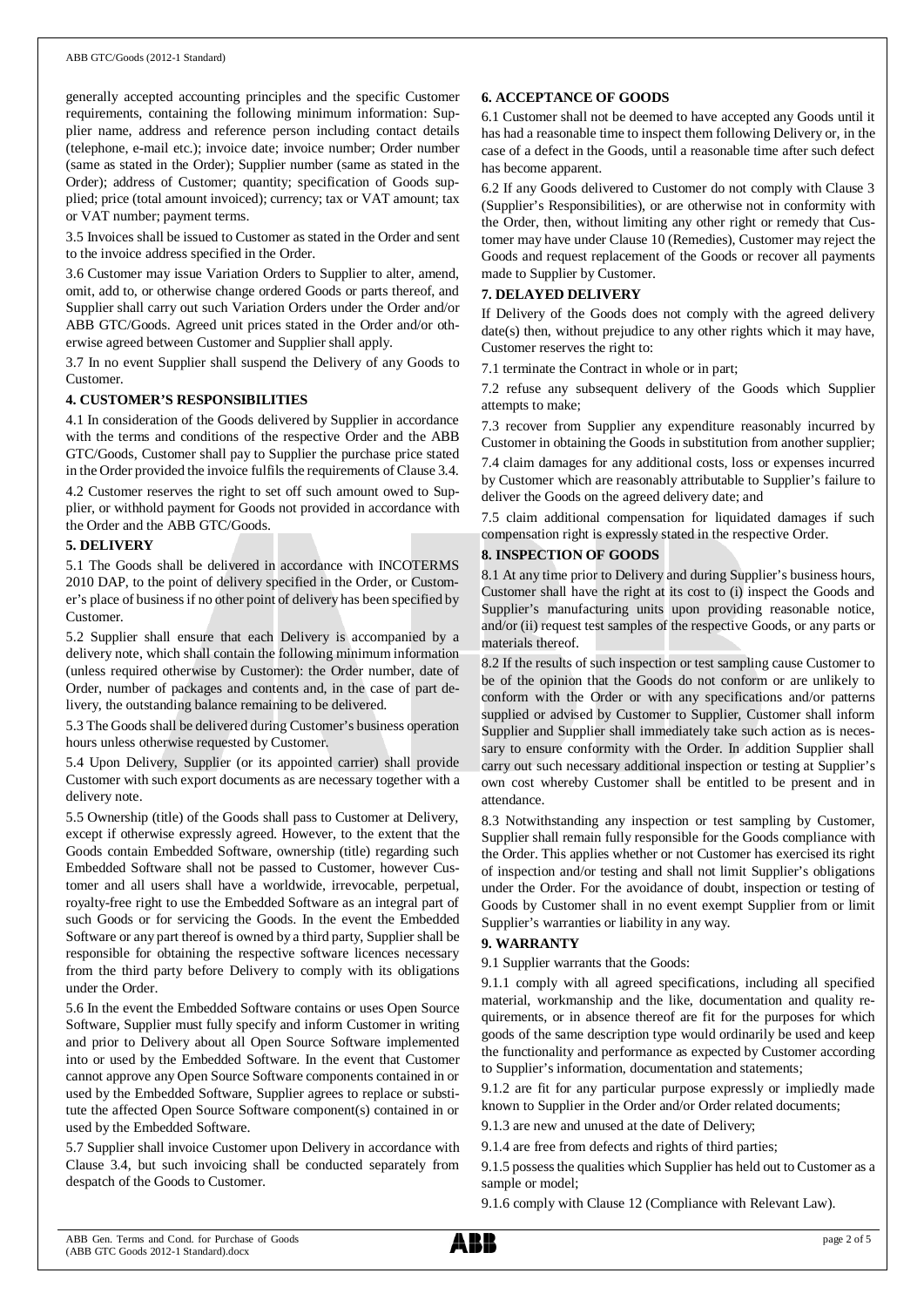generally accepted accounting principles and the specific Customer requirements, containing the following minimum information: Supplier name, address and reference person including contact details (telephone, e-mail etc.); invoice date; invoice number; Order number (same as stated in the Order); Supplier number (same as stated in the Order); address of Customer; quantity; specification of Goods supplied; price (total amount invoiced); currency; tax or VAT amount; tax or VAT number; payment terms.

3.5 Invoices shall be issued to Customer as stated in the Order and sent to the invoice address specified in the Order.

3.6 Customer may issue Variation Orders to Supplier to alter, amend, omit, add to, or otherwise change ordered Goods or parts thereof, and Supplier shall carry out such Variation Orders under the Order and/or ABB GTC/Goods. Agreed unit prices stated in the Order and/or otherwise agreed between Customer and Supplier shall apply.

3.7 In no event Supplier shall suspend the Delivery of any Goods to Customer.

## 4. CUSTOMER'S RESPONSIBILITIES

4.1 In consideration of the Goods delivered by Supplier in accordance with the terms and conditions of the respective Order and the ABB GTC/Goods, Customer shall pay to Supplier the purchase price stated in the Order provided the invoice fulfils the requirements of Clause 3.4.

4.2 Customer reserves the right to set off such amount owed to Supplier, or withhold payment for Goods not provided in accordance with the Order and the ABB GTC/Goods.

## 5. DELIVERY

5.1 The Goods shall be delivered in accordance with INCOTERMS 2010 DAP, to the point of delivery specified in the Order, or Customer's place of business if no other point of delivery has been specified by Customer.

5.2 Supplier shall ensure that each Delivery is accompanied by a delivery note, which shall contain the following minimum information (unless required otherwise by Customer): the Order number, date of Order, number of packages and contents and, in the case of part delivery, the outstanding balance remaining to be delivered.

5.3 The Goods shall be delivered during Customer's business operation hours unless otherwise requested by Customer.

5.4 Upon Delivery, Supplier (or its appointed carrier) shall provide Customer with such export documents as are necessary together with a delivery note.

5.5 Ownership (title) of the Goods shall pass to Customer at Delivery, except if otherwise expressly agreed. However, to the extent that the Goods contain Embedded Software, ownership (title) regarding such Embedded Software shall not be passed to Customer, however Customer and all users shall have a worldwide, irrevocable, perpetual, royalty-free right to use the Embedded Software as an integral part of such Goods or for servicing the Goods. In the event the Embedded Software or any part thereof is owned by a third party, Supplier shall be responsible for obtaining the respective software licences necessary from the third party before Delivery to comply with its obligations under the Order.

5.6 In the event the Embedded Software contains or uses Open Source Software, Supplier must fully specify and inform Customer in writing and prior to Delivery about all Open Source Software implemented into or used by the Embedded Software. In the event that Customer cannot approve any Open Source Software components contained in or used by the Embedded Software, Supplier agrees to replace or substitute the affected Open Source Software component(s) contained in or used by the Embedded Software.

5.7 Supplier shall invoice Customer upon Delivery in accordance with Clause 3.4, but such invoicing shall be conducted separately from despatch of the Goods to Customer.

## 6. ACCEPTANCE OF GOODS

6.1 Customer shall not be deemed to have accepted any Goods until it has had a reasonable time to inspect them following Delivery or, in the case of a defect in the Goods, until a reasonable time after such defect has become apparent.

6.2 If any Goods delivered to Customer do not comply with Clause 3 (Supplier's Responsibilities), or are otherwise not in conformity with the Order, then, without limiting any other right or remedy that Customer may have under Clause 10 (Remedies), Customer may reject the Goods and request replacement of the Goods or recover all payments made to Supplier by Customer.

## 7. DELAYED DELIVERY

If Delivery of the Goods does not comply with the agreed delivery date(s) then, without prejudice to any other rights which it may have, Customer reserves the right to:

7.1 terminate the Contract in whole or in part;

7.2 refuse any subsequent delivery of the Goods which Supplier attempts to make;

7.3 recover from Supplier any expenditure reasonably incurred by Customer in obtaining the Goods in substitution from another supplier;

7.4 claim damages for any additional costs, loss or expenses incurred by Customer which are reasonably attributable to Supplier's failure to deliver the Goods on the agreed delivery date; and

7.5 claim additional compensation for liquidated damages if such compensation right is expressly stated in the respective Order.

## 8. INSPECTION OF GOODS

8.1 At any time prior to Delivery and during Supplier's business hours, Customer shall have the right at its cost to (i) inspect the Goods and Supplier's manufacturing units upon providing reasonable notice, and/or (ii) request test samples of the respective Goods, or any parts or materials thereof.

8.2 If the results of such inspection or test sampling cause Customer to be of the opinion that the Goods do not conform or are unlikely to conform with the Order or with any specifications and/or patterns supplied or advised by Customer to Supplier, Customer shall inform Supplier and Supplier shall immediately take such action as is necessary to ensure conformity with the Order. In addition Supplier shall carry out such necessary additional inspection or testing at Supplier's own cost whereby Customer shall be entitled to be present and in attendance.

8.3 Notwithstanding any inspection or test sampling by Customer, Supplier shall remain fully responsible for the Goods compliance with the Order. This applies whether or not Customer has exercised its right of inspection and/or testing and shall not limit Supplier's obligations under the Order. For the avoidance of doubt, inspection or testing of Goods by Customer shall in no event exempt Supplier from or limit Supplier's warranties or liability in any way.

## 9. WARRANTY

9.1 Supplier warrants that the Goods:

9.1.1 comply with all agreed specifications, including all specified material, workmanship and the like, documentation and quality requirements, or in absence thereof are fit for the purposes for which goods of the same description type would ordinarily be used and keep the functionality and performance as expected by Customer according to Supplier's information, documentation and statements;

9.1.2 are fit for any particular purpose expressly or impliedly made known to Supplier in the Order and/or Order related documents;

9.1.3 are new and unused at the date of Delivery;

9.1.4 are free from defects and rights of third parties;

9.1.5 possess the qualities which Supplier has held out to Customer as a sample or model;

9.1.6 comply with Clause 12 (Compliance with Relevant Law).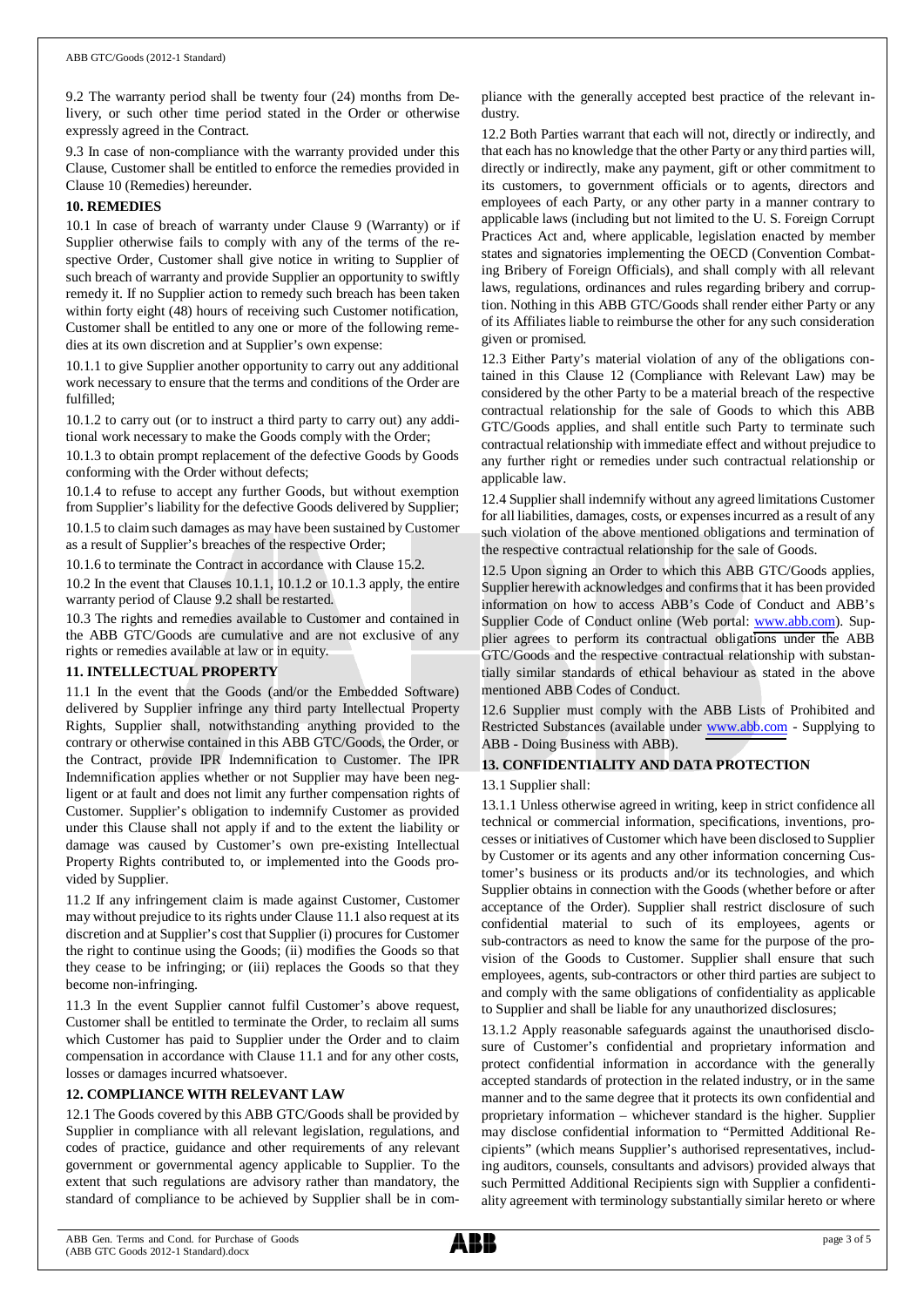9.2 The warranty period shall be twenty four (24) months from Delivery, or such other time period stated in the Order or otherwise expressly agreed in the Contract.

9.3 In case of non-compliance with the warranty provided under this Clause, Customer shall be entitled to enforce the remedies provided in Clause 10 (Remedies) hereunder.

**10. REMEDIES**

10.1 In case of breach of warranty under Clause 9 (Warranty) or if Supplier otherwise fails to comply with any of the terms of the respective Order, Customer shall give notice in writing to Supplier of such breach of warranty and provide Supplier an opportunity to swiftly remedy it. If no Supplier action to remedy such breach has been taken within forty eight (48) hours of receiving such Customer notification, Customer shall be entitled to any one or more of the following remedies at its own discretion and at Supplier's own expense:

10.1.1 to give Supplier another opportunity to carry out any additional work necessary to ensure that the terms and conditions of the Order are fulfilled;

10.1.2 to carry out (or to instruct a third party to carry out) any additional work necessary to make the Goods comply with the Order;

10.1.3 to obtain prompt replacement of the defective Goods by Goods conforming with the Order without defects;

10.1.4 to refuse to accept any further Goods, but without exemption from Supplier's liability for the defective Goods delivered by Supplier;

10.1.5 to claim such damages as may have been sustained by Customer as a result of Supplier's breaches of the respective Order;

10.1.6 to terminate the Contract in accordance with Clause 15.2.

10.2 In the event that Clauses 10.1.1, 10.1.2 or 10.1.3 apply, the entire warranty period of Clause 9.2 shall be restarted.

10.3 The rights and remedies available to Customer and contained in the ABB GTC/Goods are cumulative and are not exclusive of any rights or remedies available at law or in equity.

**11. INTELLECTUAL PROPERTY**

11.1 In the event that the Goods (and/or the Embedded Software) delivered by Supplier infringe any third party Intellectual Property Rights, Supplier shall, notwithstanding anything provided to the contrary or otherwise contained in this ABB GTC/Goods, the Order, or the Contract, provide IPR Indemnification to Customer. The IPR Indemnification applies whether or not Supplier may have been negligent or at fault and does not limit any further compensation rights of Customer. Supplier's obligation to indemnify Customer as provided under this Clause shall not apply if and to the extent the liability or damage was caused by Customer's own pre-existing Intellectual Property Rights contributed to, or implemented into the Goods provided by Supplier.

11.2 If any infringement claim is made against Customer, Customer may without prejudice to its rights under Clause 11.1 also request at its discretion and at Supplier's cost that Supplier (i) procures for Customer the right to continue using the Goods; (ii) modifies the Goods so that they cease to be infringing; or (iii) replaces the Goods so that they become non-infringing.

11.3 In the event Supplier cannot fulfil Customer's above request, Customer shall be entitled to terminate the Order, to reclaim all sums which Customer has paid to Supplier under the Order and to claim compensation in accordance with Clause 11.1 and for any other costs, losses or damages incurred whatsoever.

**12. COMPLIANCE WITH RELEVANT LAW**

12.1 The Goods covered by this ABB GTC/Goods shall be provided by Supplier in compliance with all relevant legislation, regulations, and codes of practice, guidance and other requirements of any relevant government or governmental agency applicable to Supplier. To the extent that such regulations are advisory rather than mandatory, the standard of compliance to be achieved by Supplier shall be in compliance with the generally accepted best practice of the relevant industry.

12.2 Both Parties warrant that each will not, directly or indirectly, and that each has no knowledge that the other Party or any third parties will, directly or indirectly, make any payment, gift or other commitment to its customers, to government officials or to agents, directors and employees of each Party, or any other party in a manner contrary to applicable laws (including but not limited to the U. S. Foreign Corrupt Practices Act and, where applicable, legislation enacted by member states and signatories implementing the OECD (Convention Combating Bribery of Foreign Officials), and shall comply with all relevant laws, regulations, ordinances and rules regarding bribery and corruption. Nothing in this ABB GTC/Goods shall render either Party or any of its Affiliates liable to reimburse the other for any such consideration given or promised.

12.3 Either Party's material violation of any of the obligations contained in this Clause 12 (Compliance with Relevant Law) may be considered by the other Party to be a material breach of the respective contractual relationship for the sale of Goods to which this ABB GTC/Goods applies, and shall entitle such Party to terminate such contractual relationship with immediate effect and without prejudice to any further right or remedies under such contractual relationship or applicable law.

12.4 Supplier shall indemnify without any agreed limitations Customer for all liabilities, damages, costs, or expenses incurred as a result of any such violation of the above mentioned obligations and termination of the respective contractual relationship for the sale of Goods.

12.5 Upon signing an Order to which this ABB GTC/Goods applies, Supplier herewith acknowledges and confirms that it has been provided information on how to access ABB's Code of Conduct and ABB's Supplier Code of Conduct online (Web portal: www.abb.com). Supplier agrees to perform its contractual obligations under the ABB GTC/Goods and the respective contractual relationship with substantially similar standards of ethical behaviour as stated in the above mentioned ABB Codes of Conduct.

12.6 Supplier must comply with the ABB Lists of Prohibited and Restricted Substances (available under www.abb.com - Supplying to ABB - Doing Business with ABB).

**13. CONFIDENTIALITY AND DATA PROTECTION**

13.1 Supplier shall:

13.1.1 Unless otherwise agreed in writing, keep in strict confidence all technical or commercial information, specifications, inventions, processes or initiatives of Customer which have been disclosed to Supplier by Customer or its agents and any other information concerning Customer's business or its products and/or its technologies, and which Supplier obtains in connection with the Goods (whether before or after acceptance of the Order). Supplier shall restrict disclosure of such confidential material to such of its employees, agents or sub-contractors as need to know the same for the purpose of the provision of the Goods to Customer. Supplier shall ensure that such employees, agents, sub-contractors or other third parties are subject to and comply with the same obligations of confidentiality as applicable to Supplier and shall be liable for any unauthorized disclosures;

13.1.2 Apply reasonable safeguards against the unauthorised disclosure of Customer's confidential and proprietary information and protect confidential information in accordance with the generally accepted standards of protection in the related industry, or in the same manner and to the same degree that it protects its own confidential and proprietary information – whichever standard is the higher. Supplier may disclose confidential information to "Permitted Additional Recipients" (which means Supplier's authorised representatives, including auditors, counsels, consultants and advisors) provided always that such Permitted Additional Recipients sign with Supplier a confidentiality agreement with terminology substantially similar hereto or where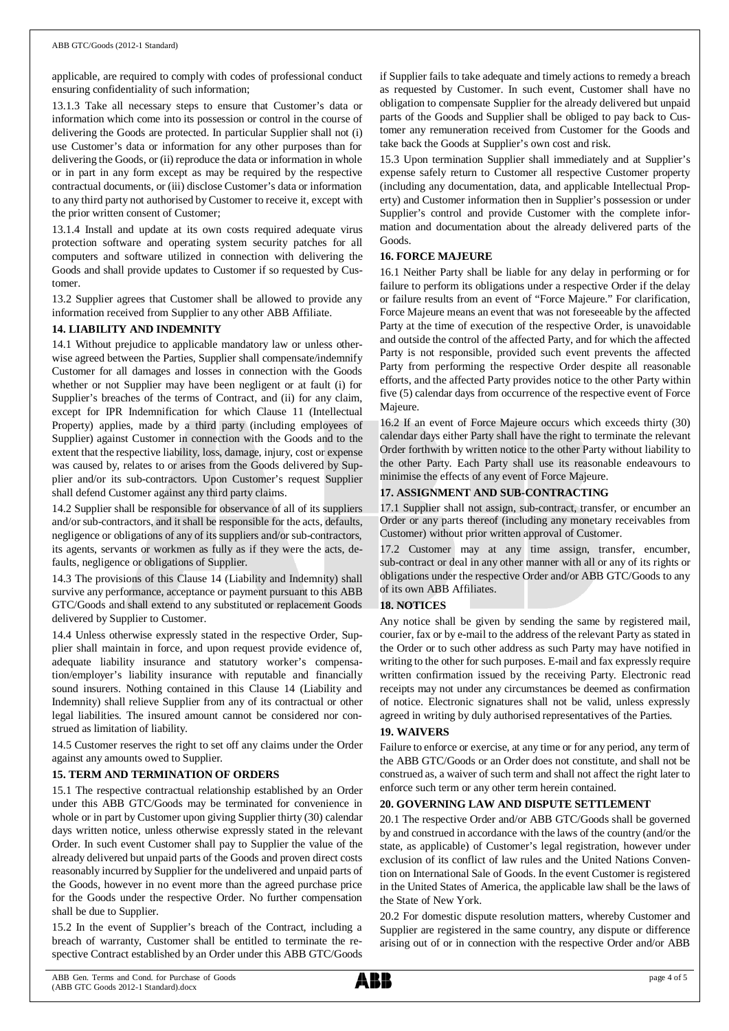applicable, are required to comply with codes of professional conduct ensuring confidentiality of such information;

13.1.3 Take all necessary steps to ensure that Customer's data or information which come into its possession or control in the course of delivering the Goods are protected. In particular Supplier shall not (i) use Customer's data or information for any other purposes than for delivering the Goods, or (ii) reproduce the data or information in whole or in part in any form except as may be required by the respective contractual documents, or (iii) disclose Customer's data or information to any third party not authorised by Customer to receive it, except with the prior written consent of Customer;

13.1.4 Install and update at its own costs required adequate virus protection software and operating system security patches for all computers and software utilized in connection with delivering the Goods and shall provide updates to Customer if so requested by Customer.

13.2 Supplier agrees that Customer shall be allowed to provide any information received from Supplier to any other ABB Affiliate.

**14. LIABILITY AND INDEMNITY**

14.1 Without prejudice to applicable mandatory law or unless otherwise agreed between the Parties, Supplier shall compensate/indemnify Customer for all damages and losses in connection with the Goods whether or not Supplier may have been negligent or at fault (i) for Supplier's breaches of the terms of Contract, and (ii) for any claim, except for IPR Indemnification for which Clause 11 (Intellectual Property) applies, made by a third party (including employees of Supplier) against Customer in connection with the Goods and to the extent that the respective liability, loss, damage, injury, cost or expense was caused by, relates to or arises from the Goods delivered by Supplier and/or its sub-contractors. Upon Customer's request Supplier shall defend Customer against any third party claims.

14.2 Supplier shall be responsible for observance of all of its suppliers and/or sub-contractors, and it shall be responsible for the acts, defaults, negligence or obligations of any of its suppliers and/or sub-contractors, its agents, servants or workmen as fully as if they were the acts, defaults, negligence or obligations of Supplier.

14.3 The provisions of this Clause 14 (Liability and Indemnity) shall survive any performance, acceptance or payment pursuant to this ABB GTC/Goods and shall extend to any substituted or replacement Goods delivered by Supplier to Customer.

14.4 Unless otherwise expressly stated in the respective Order, Supplier shall maintain in force, and upon request provide evidence of, adequate liability insurance and statutory worker's compensation/employer's liability insurance with reputable and financially sound insurers. Nothing contained in this Clause 14 (Liability and Indemnity) shall relieve Supplier from any of its contractual or other legal liabilities. The insured amount cannot be considered nor construed as limitation of liability.

14.5 Customer reserves the right to set off any claims under the Order against any amounts owed to Supplier.

**15. TERM AND TERMINATION OF ORDERS**

15.1 The respective contractual relationship established by an Order under this ABB GTC/Goods may be terminated for convenience in whole or in part by Customer upon giving Supplier thirty (30) calendar days written notice, unless otherwise expressly stated in the relevant Order. In such event Customer shall pay to Supplier the value of the already delivered but unpaid parts of the Goods and proven direct costs reasonably incurred by Supplier for the undelivered and unpaid parts of the Goods, however in no event more than the agreed purchase price for the Goods under the respective Order. No further compensation shall be due to Supplier.

15.2 In the event of Supplier's breach of the Contract, including a breach of warranty, Customer shall be entitled to terminate the respective Contract established by an Order under this ABB GTC/Goods if Supplier fails to take adequate and timely actions to remedy a breach as requested by Customer. In such event, Customer shall have no obligation to compensate Supplier for the already delivered but unpaid parts of the Goods and Supplier shall be obliged to pay back to Customer any remuneration received from Customer for the Goods and take back the Goods at Supplier's own cost and risk.

15.3 Upon termination Supplier shall immediately and at Supplier's expense safely return to Customer all respective Customer property (including any documentation, data, and applicable Intellectual Property) and Customer information then in Supplier's possession or under Supplier's control and provide Customer with the complete information and documentation about the already delivered parts of the Goods.

**16. FORCE MAJEURE**

16.1 Neither Party shall be liable for any delay in performing or for failure to perform its obligations under a respective Order if the delay or failure results from an event of "Force Majeure." For clarification, Force Majeure means an event that was not foreseeable by the affected Party at the time of execution of the respective Order, is unavoidable and outside the control of the affected Party, and for which the affected Party is not responsible, provided such event prevents the affected Party from performing the respective Order despite all reasonable efforts, and the affected Party provides notice to the other Party within five (5) calendar days from occurrence of the respective event of Force Majeure.

16.2 If an event of Force Majeure occurs which exceeds thirty (30) calendar days either Party shall have the right to terminate the relevant Order forthwith by written notice to the other Party without liability to the other Party. Each Party shall use its reasonable endeavours to minimise the effects of any event of Force Majeure.

**17. ASSIGNMENT AND SUB-CONTRACTING**

17.1 Supplier shall not assign, sub-contract, transfer, or encumber an Order or any parts thereof (including any monetary receivables from Customer) without prior written approval of Customer.

17.2 Customer may at any time assign, transfer, encumber, sub-contract or deal in any other manner with all or any of its rights or obligations under the respective Order and/or ABB GTC/Goods to any of its own ABB Affiliates.

**18. NOTICES**

Any notice shall be given by sending the same by registered mail, courier, fax or by e-mail to the address of the relevant Party as stated in the Order or to such other address as such Party may have notified in writing to the other for such purposes. E-mail and fax expressly require written confirmation issued by the receiving Party. Electronic read receipts may not under any circumstances be deemed as confirmation of notice. Electronic signatures shall not be valid, unless expressly agreed in writing by duly authorised representatives of the Parties.

**19. WAIVERS**

Failure to enforce or exercise, at any time or for any period, any term of the ABB GTC/Goods or an Order does not constitute, and shall not be construed as, a waiver of such term and shall not affect the right later to enforce such term or any other term herein contained.

**20. GOVERNING LAW AND DISPUTE SETTLEMENT**

20.1 The respective Order and/or ABB GTC/Goods shall be governed by and construed in accordance with the laws of the country (and/or the state, as applicable) of Customer's legal registration, however under exclusion of its conflict of law rules and the United Nations Convention on International Sale of Goods. In the event Customer is registered in the United States of America, the applicable law shall be the laws of the State of New York.

20.2 For domestic dispute resolution matters, whereby Customer and Supplier are registered in the same country, any dispute or difference arising out of or in connection with the respective Order and/or ABB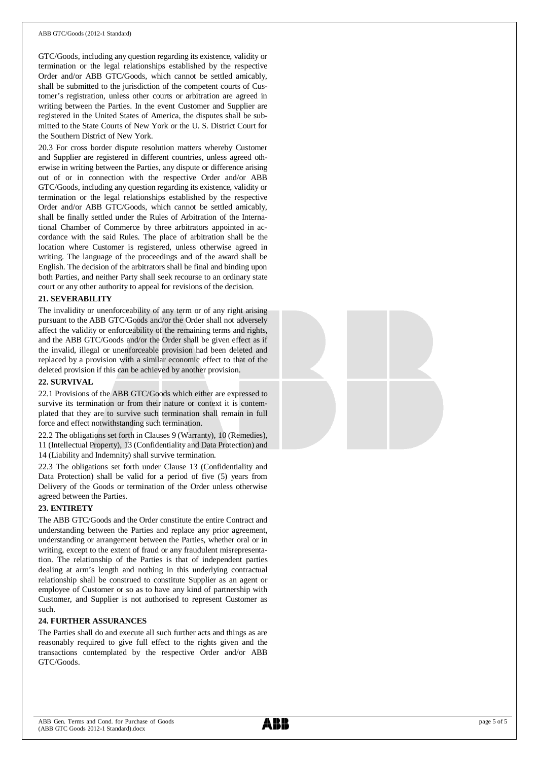GTC/Goods, including any question regarding its existence, validity or termination or the legal relationships established by the respective Order and/or ABB GTC/Goods, which cannot be settled amicably, shall be submitted to the jurisdiction of the competent courts of Customer's registration, unless other courts or arbitration are agreed in writing between the Parties. In the event Customer and Supplier are registered in the United States of America, the disputes shall be submitted to the State Courts of New York or the U. S. District Court for the Southern District of New York.

20.3 For cross border dispute resolution matters whereby Customer and Supplier are registered in different countries, unless agreed otherwise in writing between the Parties, any dispute or difference arising out of or in connection with the respective Order and/or ABB GTC/Goods, including any question regarding its existence, validity or termination or the legal relationships established by the respective Order and/or ABB GTC/Goods, which cannot be settled amicably, shall be finally settled under the Rules of Arbitration of the International Chamber of Commerce by three arbitrators appointed in accordance with the said Rules. The place of arbitration shall be the location where Customer is registered, unless otherwise agreed in writing. The language of the proceedings and of the award shall be English. The decision of the arbitrators shall be final and binding upon both Parties, and neither Party shall seek recourse to an ordinary state court or any other authority to appeal for revisions of the decision.

## 21. SEVERABILITY

The invalidity or unenforceability of any term or of any right arising pursuant to the ABB GTC/Goods and/or the Order shall not adversely affect the validity or enforceability of the remaining terms and rights, and the ABB GTC/Goods and/or the Order shall be given effect as if the invalid, illegal or unenforceable provision had been deleted and replaced by a provision with a similar economic effect to that of the deleted provision if this can be achieved by another provision.

## 22. SURVIVAL

22.1 Provisions of the ABB GTC/Goods which either are expressed to survive its termination or from their nature or context it is contemplated that they are to survive such termination shall remain in full force and effect notwithstanding such termination.

22.2 The obligations set forth in Clauses 9 (Warranty), 10 (Remedies), 11 (Intellectual Property), 13 (Confidentiality and Data Protection) and 14 (Liability and Indemnity) shall survive termination.

22.3 The obligations set forth under Clause 13 (Confidentiality and Data Protection) shall be valid for a period of five (5) years from Delivery of the Goods or termination of the Order unless otherwise agreed between the Parties.

## 23. ENTIRETY

The ABB GTC/Goods and the Order constitute the entire Contract and understanding between the Parties and replace any prior agreement, understanding or arrangement between the Parties, whether oral or in writing, except to the extent of fraud or any fraudulent misrepresentation. The relationship of the Parties is that of independent parties dealing at arm's length and nothing in this underlying contractual relationship shall be construed to constitute Supplier as an agent or employee of Customer or so as to have any kind of partnership with Customer, and Supplier is not authorised to represent Customer as such.

## 24. FURTHER ASSURANCES

The Parties shall do and execute all such further acts and things as are reasonably required to give full effect to the rights given and the transactions contemplated by the respective Order and/or ABB GTC/Goods.